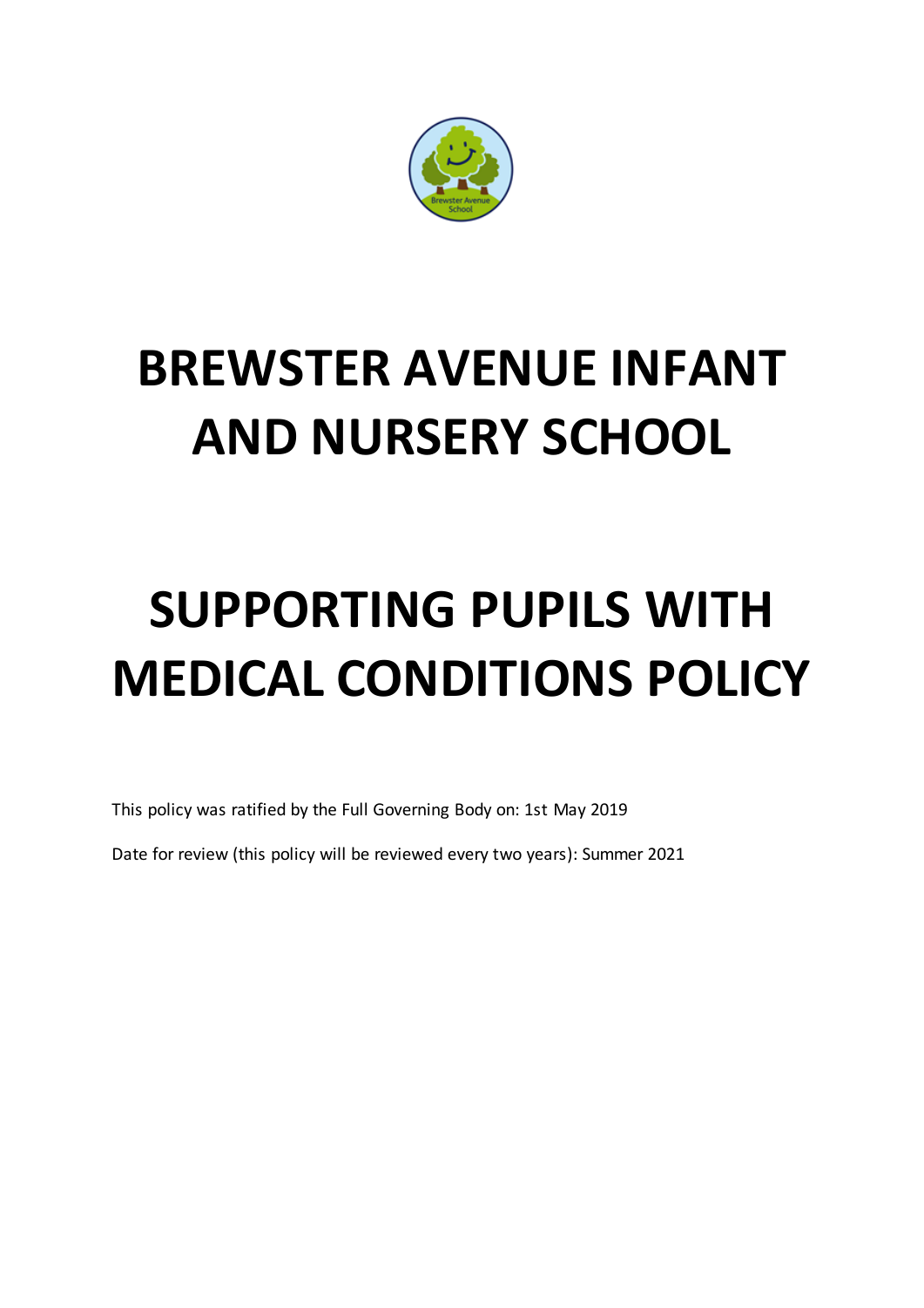# BREWSTER AVENUE INFANT AND NURSERY SCHOOL

# SUPPORTING PUPILS WITH MEDICAL CONDITIONS POLICY

This policy was ratified by the Full Governing Body on: 1st May 2019

Date for review (this policy will be reviewed every two years): Summer 2021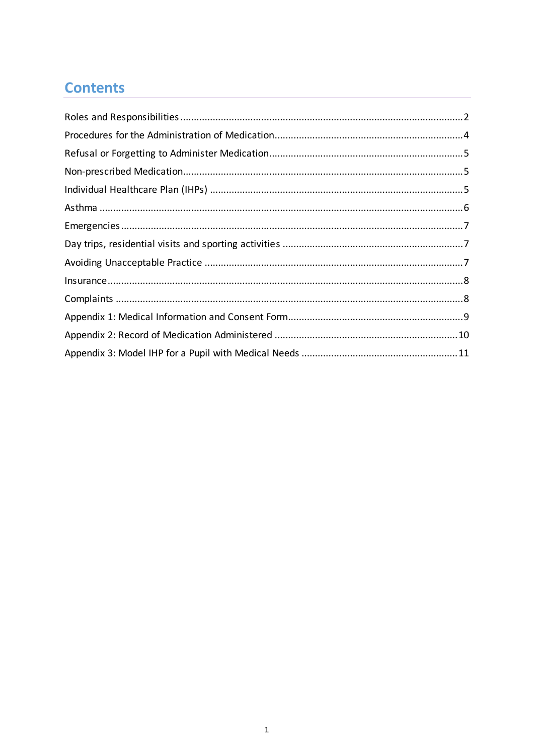# Contents

Roles and Responsibilities ........................................................................................................ 2

Procedures for the Administration of Medication ..................................................................... 4

Refusal or Forgetting to Administer Medication ....................................................................... 5

Non-prescribed Medication ....................................................................................................... 5

Individual Healthcare Plan (IHPs) ............................................................................................. 5

Asthma ...................................................................................................................................... 6

Emergencies ............................................................................................................................. 7

Day trips, residential visits and sporting activities ................................................................... 7

Avoiding Unacceptable Practice ............................................................................................... 7

Insurance .................................................................................................................................. 8

Complaints ................................................................................................................................ 8

Appendix 1: Medical Information and Consent Form ................................................................ 9

Appendix 2: Record of Medication Administered .................................................................... 10

Appendix 3: Model IHP for a Pupil with Medical Needs .......................................................... 11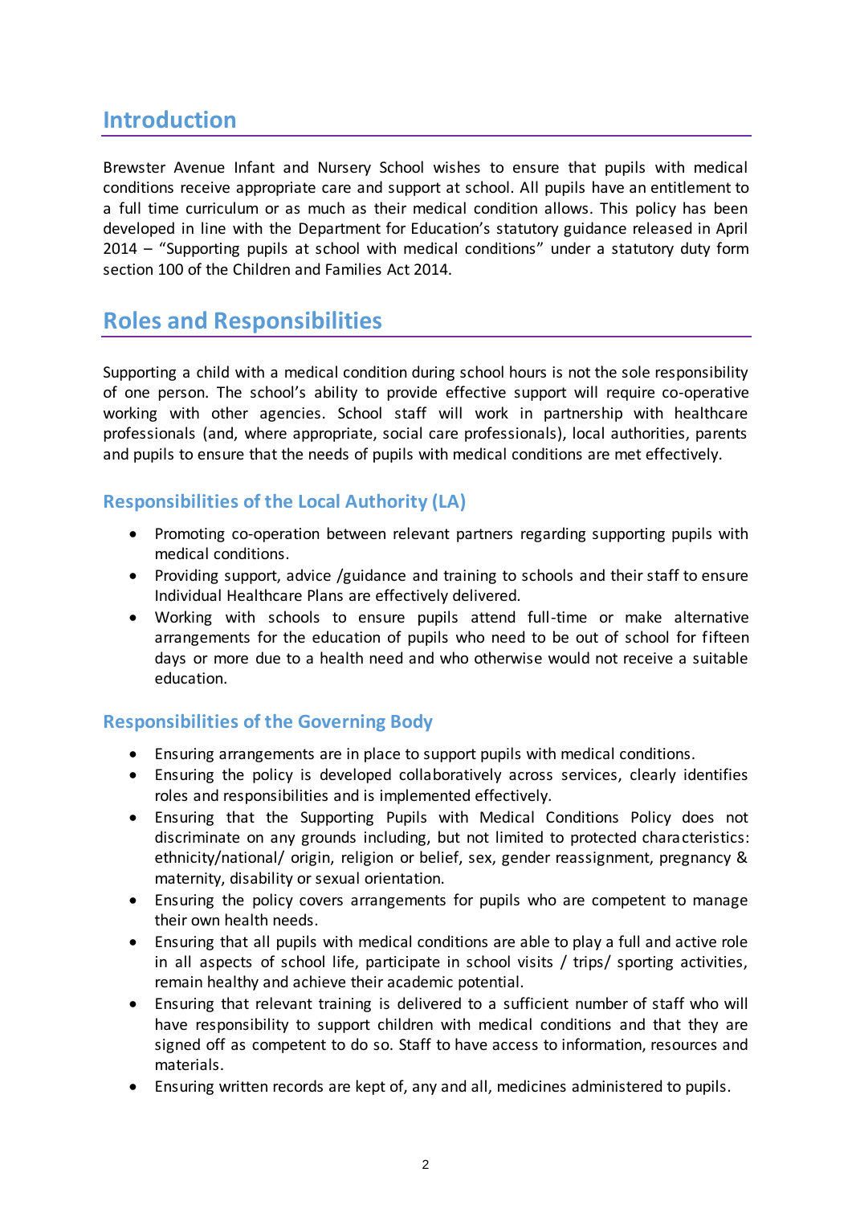## Introduction

Brewster Avenue Infant and Nursery School wishes to ensure that pupils with medical conditions receive appropriate care and support at school. All pupils have an entitlement to a full time curriculum or as much as their medical condition allows. This policy has been developed in line with the Department for Education's statutory guidance released in April 2014 – "Supporting pupils at school with medical conditions" under a statutory duty form section 100 of the Children and Families Act 2014.

## Roles and Responsibilities

Supporting a child with a medical condition during school hours is not the sole responsibility of one person. The school's ability to provide effective support will require co-operative working with other agencies. School staff will work in partnership with healthcare professionals (and, where appropriate, social care professionals), local authorities, parents and pupils to ensure that the needs of pupils with medical conditions are met effectively.

### Responsibilities of the Local Authority (LA)

- Promoting co-operation between relevant partners regarding supporting pupils with medical conditions.
- Providing support, advice /guidance and training to schools and their staff to ensure Individual Healthcare Plans are effectively delivered.
- Working with schools to ensure pupils attend full-time or make alternative arrangements for the education of pupils who need to be out of school for fifteen days or more due to a health need and who otherwise would not receive a suitable education.

### Responsibilities of the Governing Body

- Ensuring arrangements are in place to support pupils with medical conditions.
- Ensuring the policy is developed collaboratively across services, clearly identifies roles and responsibilities and is implemented effectively.
- Ensuring that the Supporting Pupils with Medical Conditions Policy does not discriminate on any grounds including, but not limited to protected characteristics: ethnicity/national/ origin, religion or belief, sex, gender reassignment, pregnancy & maternity, disability or sexual orientation.
- Ensuring the policy covers arrangements for pupils who are competent to manage their own health needs.
- Ensuring that all pupils with medical conditions are able to play a full and active role in all aspects of school life, participate in school visits / trips/ sporting activities, remain healthy and achieve their academic potential.
- Ensuring that relevant training is delivered to a sufficient number of staff who will have responsibility to support children with medical conditions and that they are signed off as competent to do so. Staff to have access to information, resources and materials.
- Ensuring written records are kept of, any and all, medicines administered to pupils.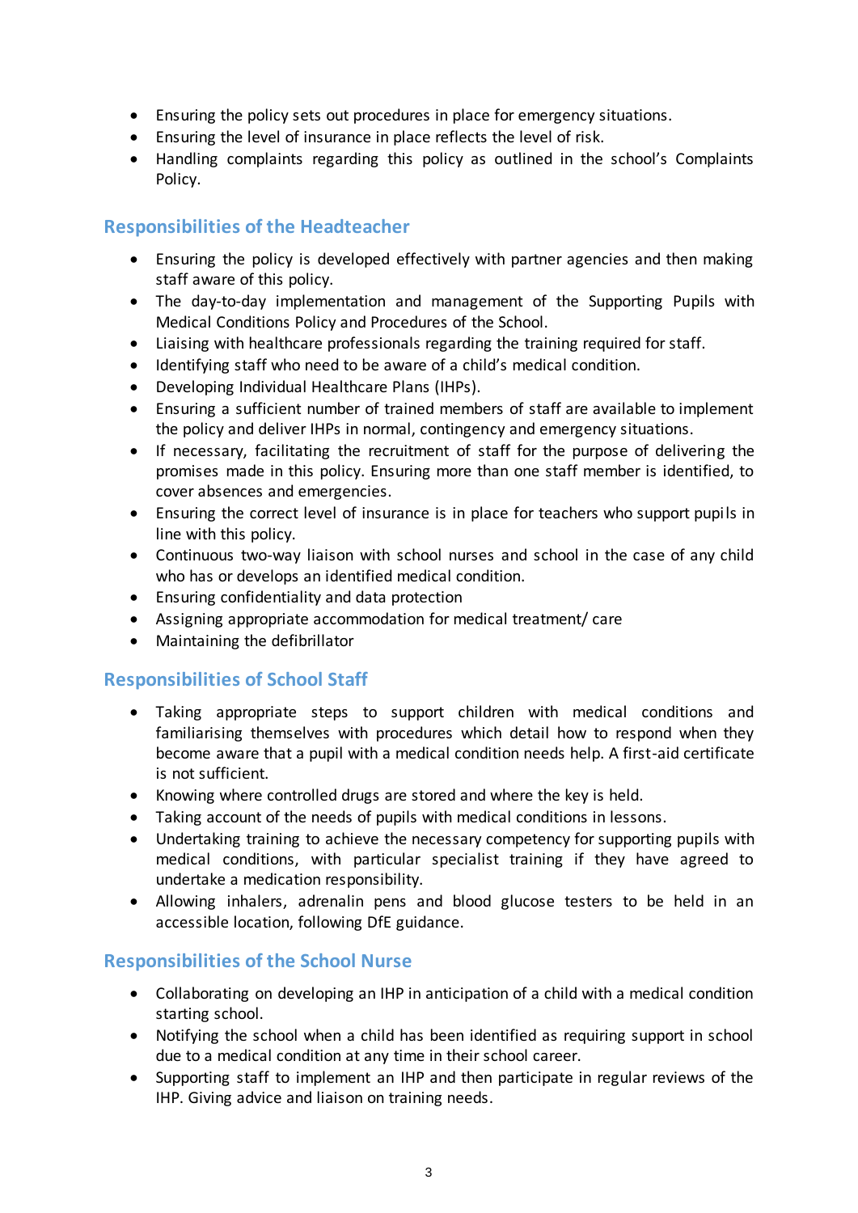- Ensuring the policy sets out procedures in place for emergency situations.
- Ensuring the level of insurance in place reflects the level of risk.
- Handling complaints regarding this policy as outlined in the school's Complaints Policy.

## Responsibilities of the Headteacher

- Ensuring the policy is developed effectively with partner agencies and then making staff aware of this policy.
- The day-to-day implementation and management of the Supporting Pupils with Medical Conditions Policy and Procedures of the School.
- Liaising with healthcare professionals regarding the training required for staff.
- Identifying staff who need to be aware of a child's medical condition.
- Developing Individual Healthcare Plans (IHPs).
- Ensuring a sufficient number of trained members of staff are available to implement the policy and deliver IHPs in normal, contingency and emergency situations.
- If necessary, facilitating the recruitment of staff for the purpose of delivering the promises made in this policy. Ensuring more than one staff member is identified, to cover absences and emergencies.
- Ensuring the correct level of insurance is in place for teachers who support pupils in line with this policy.
- Continuous two-way liaison with school nurses and school in the case of any child who has or develops an identified medical condition.
- Ensuring confidentiality and data protection
- Assigning appropriate accommodation for medical treatment/ care
- Maintaining the defibrillator

## Responsibilities of School Staff

- Taking appropriate steps to support children with medical conditions and familiarising themselves with procedures which detail how to respond when they become aware that a pupil with a medical condition needs help. A first-aid certificate is not sufficient.
- Knowing where controlled drugs are stored and where the key is held.
- Taking account of the needs of pupils with medical conditions in lessons.
- Undertaking training to achieve the necessary competency for supporting pupils with medical conditions, with particular specialist training if they have agreed to undertake a medication responsibility.
- Allowing inhalers, adrenalin pens and blood glucose testers to be held in an accessible location, following DfE guidance.

## Responsibilities of the School Nurse

- Collaborating on developing an IHP in anticipation of a child with a medical condition starting school.
- Notifying the school when a child has been identified as requiring support in school due to a medical condition at any time in their school career.
- Supporting staff to implement an IHP and then participate in regular reviews of the IHP. Giving advice and liaison on training needs.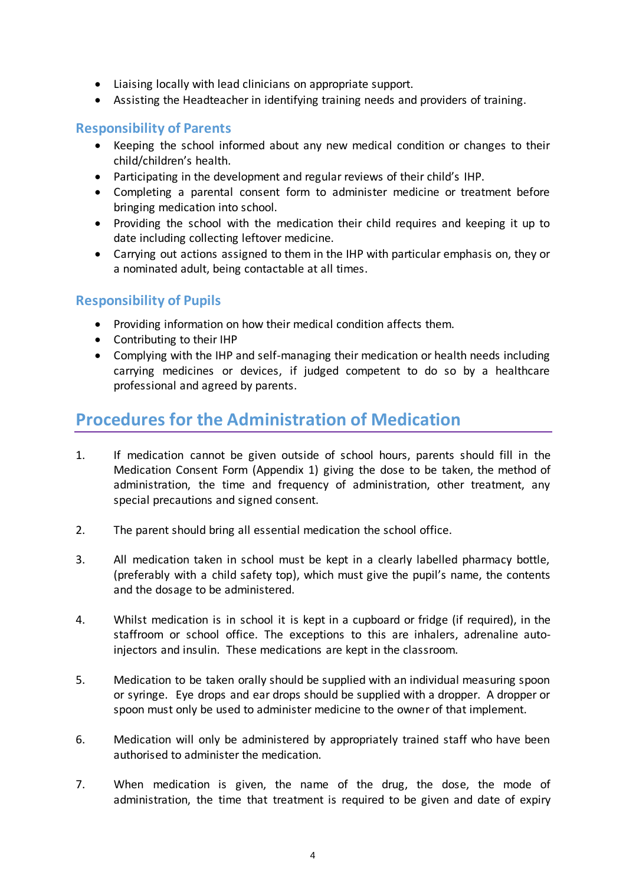- Liaising locally with lead clinicians on appropriate support.
- Assisting the Headteacher in identifying training needs and providers of training.

### Responsibility of Parents

- Keeping the school informed about any new medical condition or changes to their child/children's health.
- Participating in the development and regular reviews of their child's IHP.
- Completing a parental consent form to administer medicine or treatment before bringing medication into school.
- Providing the school with the medication their child requires and keeping it up to date including collecting leftover medicine.
- Carrying out actions assigned to them in the IHP with particular emphasis on, they or a nominated adult, being contactable at all times.

### Responsibility of Pupils

- Providing information on how their medical condition affects them.
- Contributing to their IHP
- Complying with the IHP and self-managing their medication or health needs including carrying medicines or devices, if judged competent to do so by a healthcare professional and agreed by parents.

## Procedures for the Administration of Medication

1. If medication cannot be given outside of school hours, parents should fill in the Medication Consent Form (Appendix 1) giving the dose to be taken, the method of administration, the time and frequency of administration, other treatment, any special precautions and signed consent.

2. The parent should bring all essential medication the school office.

3. All medication taken in school must be kept in a clearly labelled pharmacy bottle, (preferably with a child safety top), which must give the pupil's name, the contents and the dosage to be administered.

4. Whilst medication is in school it is kept in a cupboard or fridge (if required), in the staffroom or school office. The exceptions to this are inhalers, adrenaline auto-injectors and insulin. These medications are kept in the classroom.

5. Medication to be taken orally should be supplied with an individual measuring spoon or syringe. Eye drops and ear drops should be supplied with a dropper. A dropper or spoon must only be used to administer medicine to the owner of that implement.

6. Medication will only be administered by appropriately trained staff who have been authorised to administer the medication.

7. When medication is given, the name of the drug, the dose, the mode of administration, the time that treatment is required to be given and date of expiry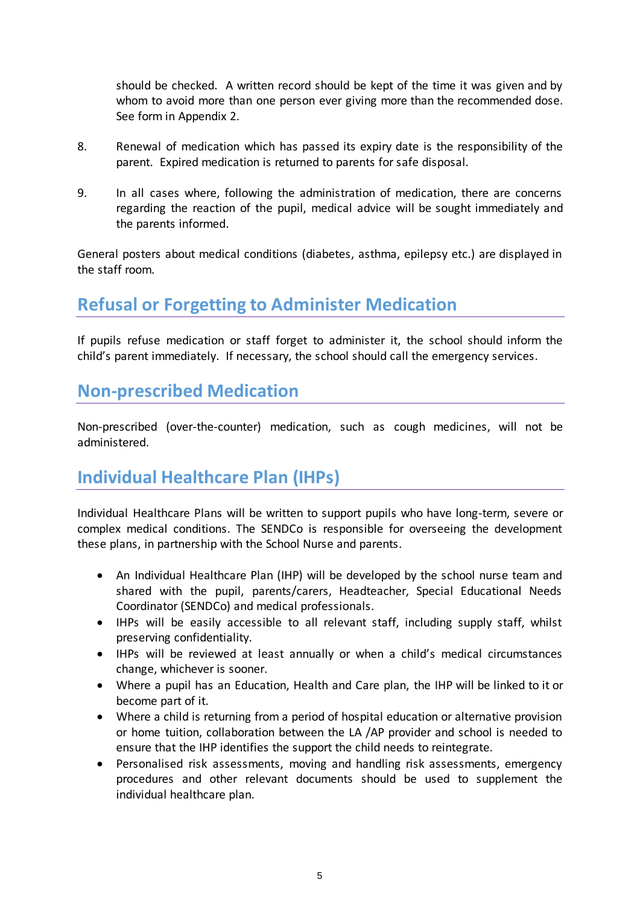should be checked. A written record should be kept of the time it was given and by whom to avoid more than one person ever giving more than the recommended dose. See form in Appendix 2.

8. Renewal of medication which has passed its expiry date is the responsibility of the parent. Expired medication is returned to parents for safe disposal.

9. In all cases where, following the administration of medication, there are concerns regarding the reaction of the pupil, medical advice will be sought immediately and the parents informed.

General posters about medical conditions (diabetes, asthma, epilepsy etc.) are displayed in the staff room.

## Refusal or Forgetting to Administer Medication

If pupils refuse medication or staff forget to administer it, the school should inform the child's parent immediately. If necessary, the school should call the emergency services.

## Non-prescribed Medication

Non-prescribed (over-the-counter) medication, such as cough medicines, will not be administered.

## Individual Healthcare Plan (IHPs)

Individual Healthcare Plans will be written to support pupils who have long-term, severe or complex medical conditions. The SENDCo is responsible for overseeing the development these plans, in partnership with the School Nurse and parents.

- An Individual Healthcare Plan (IHP) will be developed by the school nurse team and shared with the pupil, parents/carers, Headteacher, Special Educational Needs Coordinator (SENDCo) and medical professionals.
- IHPs will be easily accessible to all relevant staff, including supply staff, whilst preserving confidentiality.
- IHPs will be reviewed at least annually or when a child's medical circumstances change, whichever is sooner.
- Where a pupil has an Education, Health and Care plan, the IHP will be linked to it or become part of it.
- Where a child is returning from a period of hospital education or alternative provision or home tuition, collaboration between the LA /AP provider and school is needed to ensure that the IHP identifies the support the child needs to reintegrate.
- Personalised risk assessments, moving and handling risk assessments, emergency procedures and other relevant documents should be used to supplement the individual healthcare plan.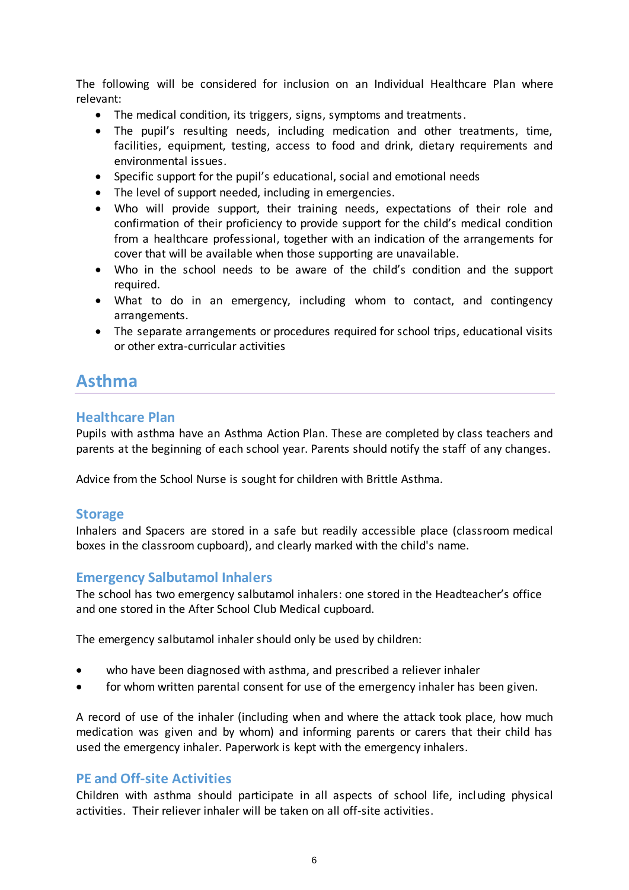The following will be considered for inclusion on an Individual Healthcare Plan where relevant:

- The medical condition, its triggers, signs, symptoms and treatments.
- The pupil's resulting needs, including medication and other treatments, time, facilities, equipment, testing, access to food and drink, dietary requirements and environmental issues.
- Specific support for the pupil's educational, social and emotional needs
- The level of support needed, including in emergencies.
- Who will provide support, their training needs, expectations of their role and confirmation of their proficiency to provide support for the child's medical condition from a healthcare professional, together with an indication of the arrangements for cover that will be available when those supporting are unavailable.
- Who in the school needs to be aware of the child's condition and the support required.
- What to do in an emergency, including whom to contact, and contingency arrangements.
- The separate arrangements or procedures required for school trips, educational visits or other extra-curricular activities

## Asthma

### Healthcare Plan

Pupils with asthma have an Asthma Action Plan. These are completed by class teachers and parents at the beginning of each school year. Parents should notify the staff of any changes.

Advice from the School Nurse is sought for children with Brittle Asthma.

### Storage

Inhalers and Spacers are stored in a safe but readily accessible place (classroom medical boxes in the classroom cupboard), and clearly marked with the child's name.

### Emergency Salbutamol Inhalers

The school has two emergency salbutamol inhalers: one stored in the Headteacher's office and one stored in the After School Club Medical cupboard.

The emergency salbutamol inhaler should only be used by children:

- who have been diagnosed with asthma, and prescribed a reliever inhaler
- for whom written parental consent for use of the emergency inhaler has been given.

A record of use of the inhaler (including when and where the attack took place, how much medication was given and by whom) and informing parents or carers that their child has used the emergency inhaler. Paperwork is kept with the emergency inhalers.

### PE and Off-site Activities

Children with asthma should participate in all aspects of school life, including physical activities. Their reliever inhaler will be taken on all off-site activities.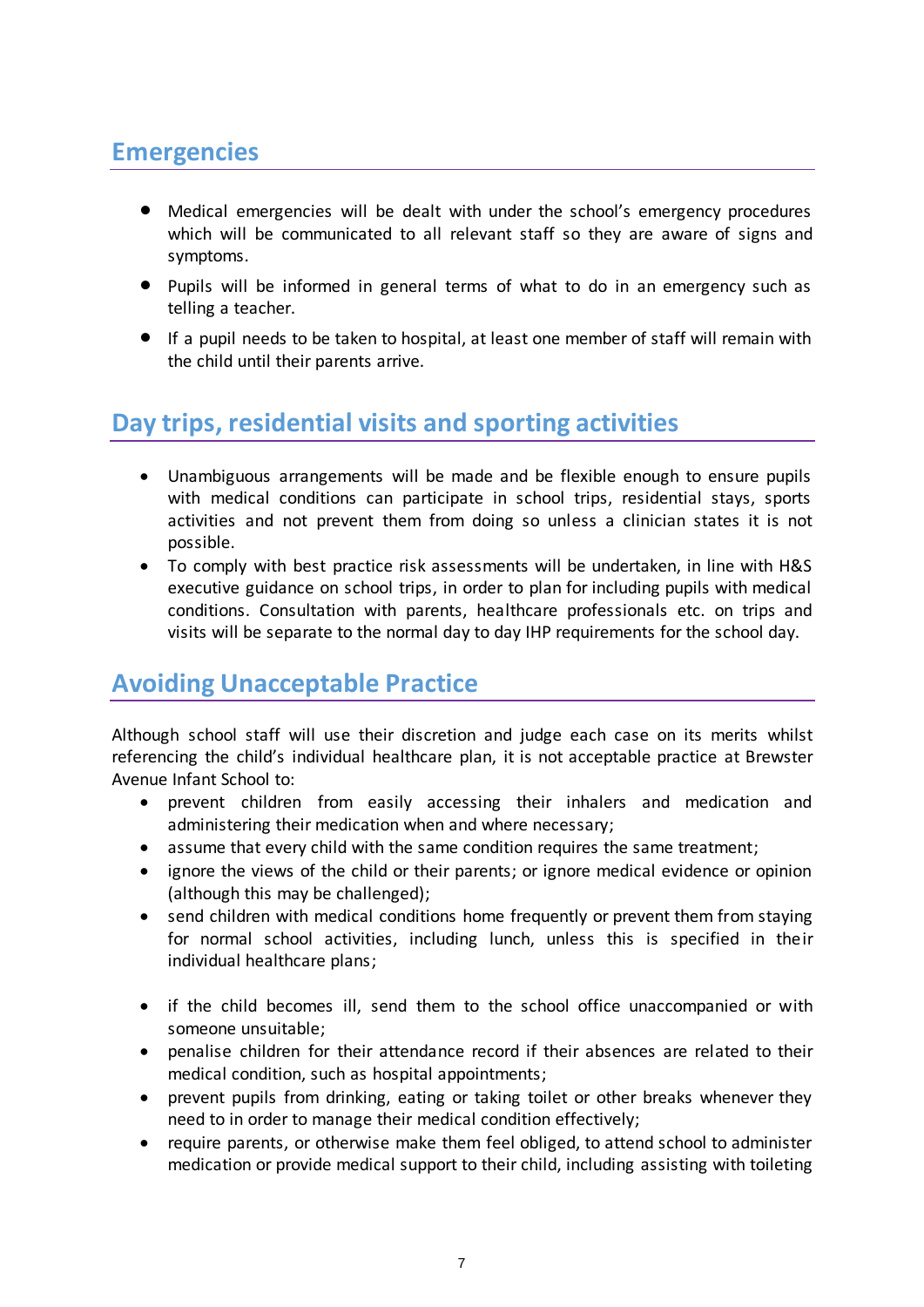## Emergencies

- Medical emergencies will be dealt with under the school's emergency procedures which will be communicated to all relevant staff so they are aware of signs and symptoms.
- Pupils will be informed in general terms of what to do in an emergency such as telling a teacher.
- If a pupil needs to be taken to hospital, at least one member of staff will remain with the child until their parents arrive.

## Day trips, residential visits and sporting activities

- Unambiguous arrangements will be made and be flexible enough to ensure pupils with medical conditions can participate in school trips, residential stays, sports activities and not prevent them from doing so unless a clinician states it is not possible.
- To comply with best practice risk assessments will be undertaken, in line with H&S executive guidance on school trips, in order to plan for including pupils with medical conditions. Consultation with parents, healthcare professionals etc. on trips and visits will be separate to the normal day to day IHP requirements for the school day.

## Avoiding Unacceptable Practice

Although school staff will use their discretion and judge each case on its merits whilst referencing the child's individual healthcare plan, it is not acceptable practice at Brewster Avenue Infant School to:

- prevent children from easily accessing their inhalers and medication and administering their medication when and where necessary;
- assume that every child with the same condition requires the same treatment;
- ignore the views of the child or their parents; or ignore medical evidence or opinion (although this may be challenged);
- send children with medical conditions home frequently or prevent them from staying for normal school activities, including lunch, unless this is specified in their individual healthcare plans;
- if the child becomes ill, send them to the school office unaccompanied or with someone unsuitable;
- penalise children for their attendance record if their absences are related to their medical condition, such as hospital appointments;
- prevent pupils from drinking, eating or taking toilet or other breaks whenever they need to in order to manage their medical condition effectively;
- require parents, or otherwise make them feel obliged, to attend school to administer medication or provide medical support to their child, including assisting with toileting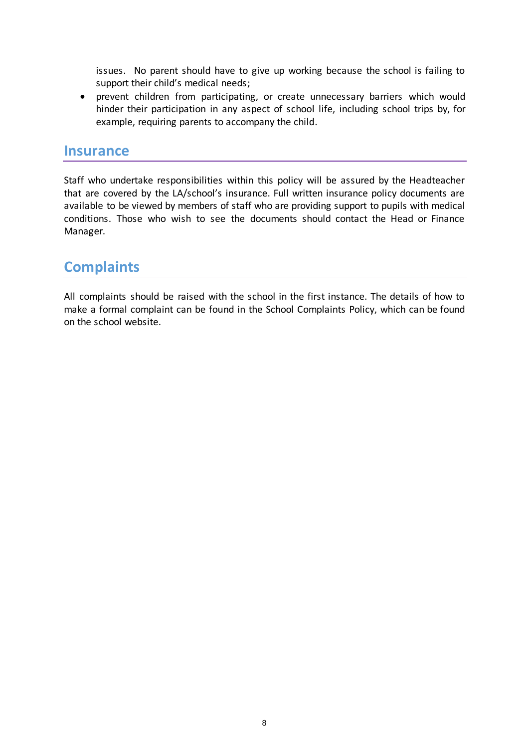issues. No parent should have to give up working because the school is failing to support their child's medical needs;

- prevent children from participating, or create unnecessary barriers which would hinder their participation in any aspect of school life, including school trips by, for example, requiring parents to accompany the child.

## Insurance

Staff who undertake responsibilities within this policy will be assured by the Headteacher that are covered by the LA/school's insurance. Full written insurance policy documents are available to be viewed by members of staff who are providing support to pupils with medical conditions. Those who wish to see the documents should contact the Head or Finance Manager.

## Complaints

All complaints should be raised with the school in the first instance. The details of how to make a formal complaint can be found in the School Complaints Policy, which can be found on the school website.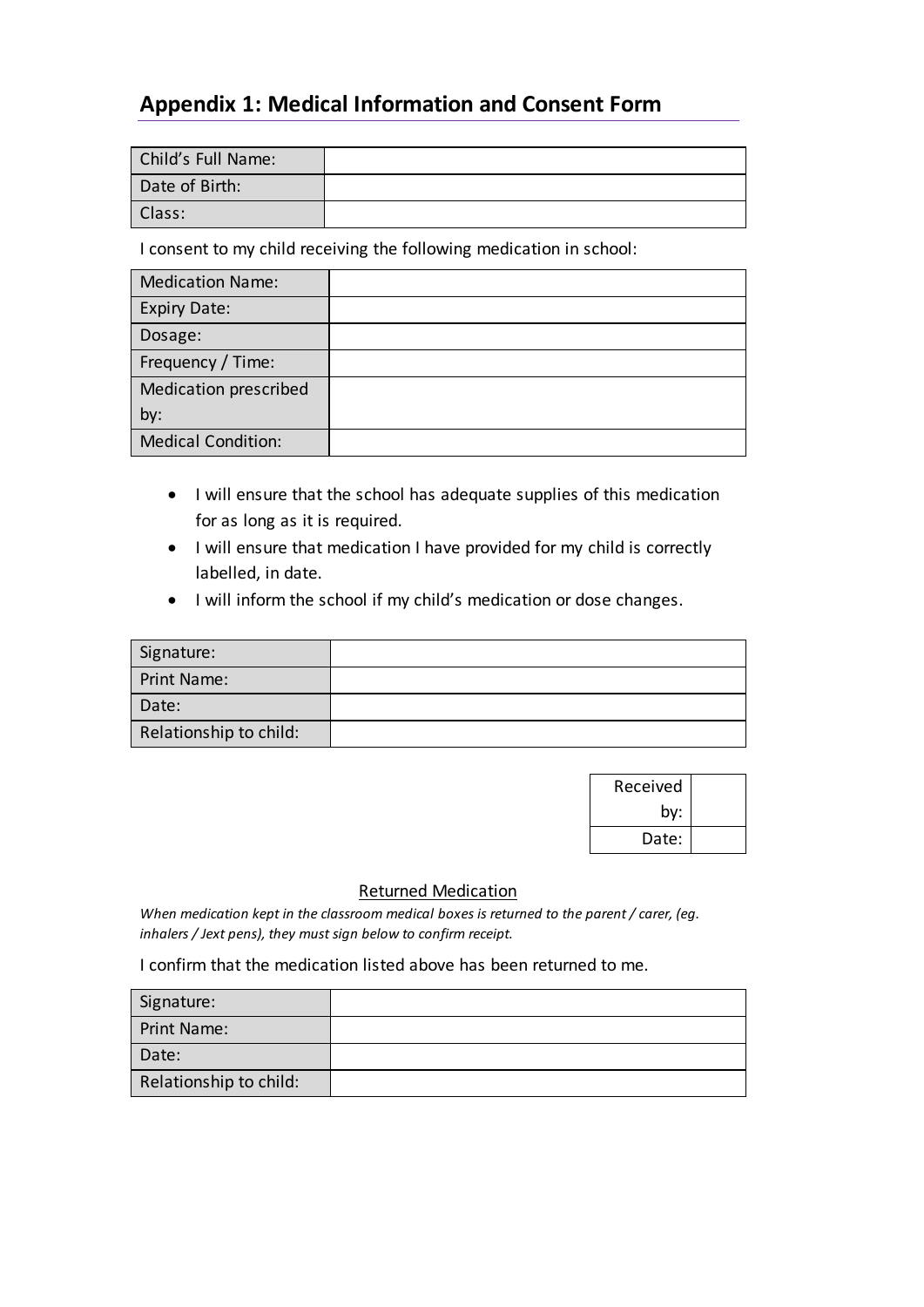## Appendix 1: Medical Information and Consent Form

| Child's Full Name: | |
|---|---|
| Date of Birth: | |
| Class: | |

I consent to my child receiving the following medication in school:

| Medication Name: | |
|---|---|
| Expiry Date: | |
| Dosage: | |
| Frequency / Time: | |
| Medication prescribed by: | |
| Medical Condition: | |

- I will ensure that the school has adequate supplies of this medication for as long as it is required.
- I will ensure that medication I have provided for my child is correctly labelled, in date.
- I will inform the school if my child's medication or dose changes.

| Signature: | |
|---|---|
| Print Name: | |
| Date: | |
| Relationship to child: | |

| Received by: | |
|---|---|
| Date: | |

<u>Returned Medication</u>

*When medication kept in the classroom medical boxes is returned to the parent / carer, (eg. inhalers / Jext pens), they must sign below to confirm receipt.*

I confirm that the medication listed above has been returned to me.

| Signature: | |
|---|---|
| Print Name: | |
| Date: | |
| Relationship to child: | |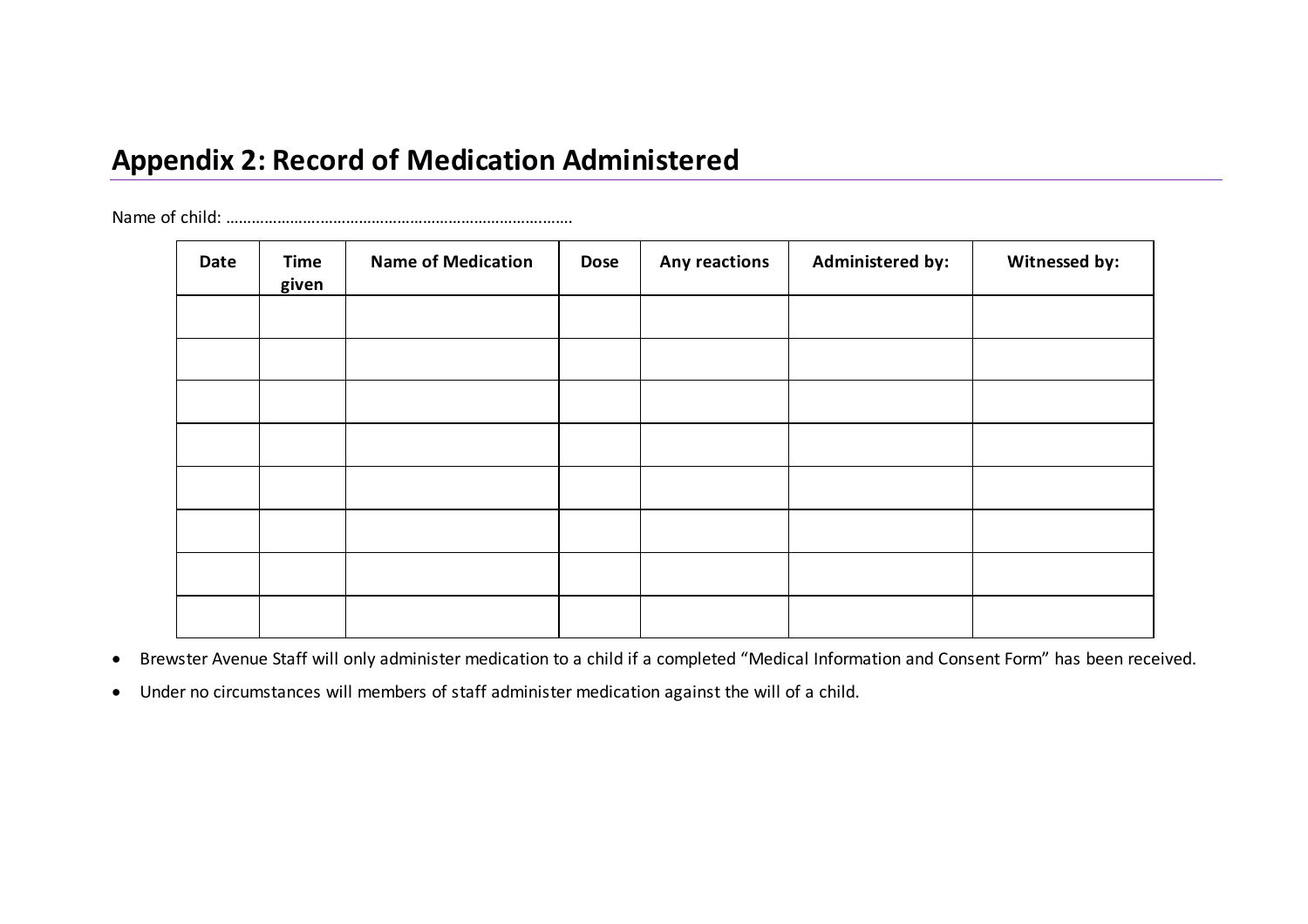# Appendix 2: Record of Medication Administered

Name of child: ………………………………………………………………………

| Date | Time given | Name of Medication | Dose | Any reactions | Administered by: | Witnessed by: |
|---|---|---|---|---|---|---|
| | | | | | | |
| | | | | | | |
| | | | | | | |
| | | | | | | |
| | | | | | | |
| | | | | | | |
| | | | | | | |
| | | | | | | |

- Brewster Avenue Staff will only administer medication to a child if a completed "Medical Information and Consent Form" has been received.
- Under no circumstances will members of staff administer medication against the will of a child.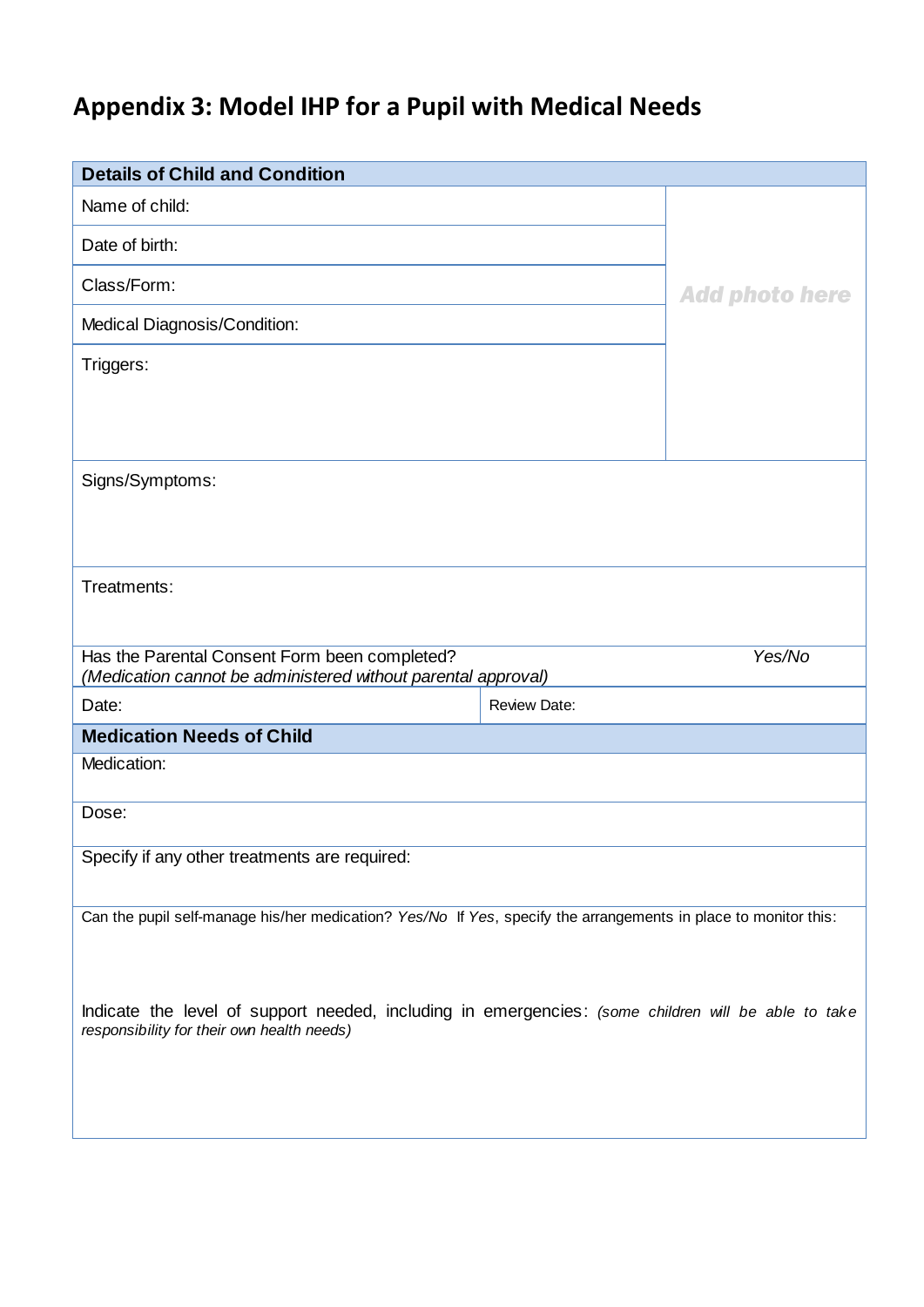# Appendix 3: Model IHP for a Pupil with Medical Needs

| **Details of Child and Condition** | | |
|---|---|---|
| Name of child: | | Add photo here |
| Date of birth: | | |
| Class/Form: | | |
| Medical Diagnosis/Condition: | | |
| Triggers: | | |
| Signs/Symptoms: | | |
| Treatments: | | |
| Has the Parental Consent Form been completed? *(Medication cannot be administered without parental approval)* | | *Yes/No* |
| Date: | Review Date: | |
| **Medication Needs of Child** | | |
| Medication: | | |
| Dose: | | |
| Specify if any other treatments are required: | | |
| Can the pupil self-manage his/her medication? *Yes/No* If *Yes*, specify the arrangements in place to monitor this: | | |
| Indicate the level of support needed, including in emergencies: *(some children will be able to take responsibility for their own health needs)* | | |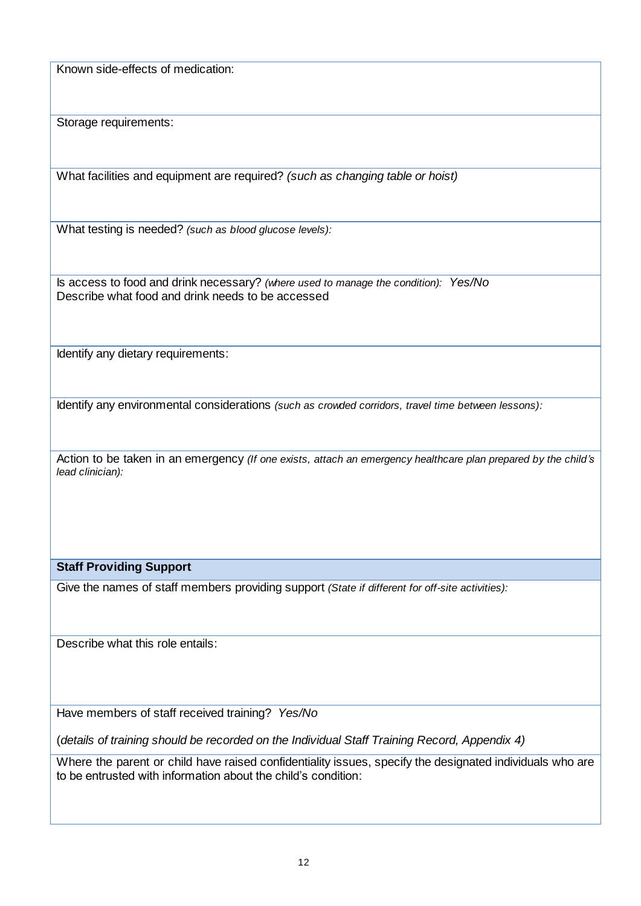| Known side-effects of medication: |
| --- |
| Storage requirements: |
| What facilities and equipment are required? *(such as changing table or hoist)* |
| What testing is needed? *(such as blood glucose levels):* |
| Is access to food and drink necessary? *(where used to manage the condition):* *Yes/No*<br>Describe what food and drink needs to be accessed |
| Identify any dietary requirements: |
| Identify any environmental considerations *(such as crowded corridors, travel time between lessons):* |
| Action to be taken in an emergency *(If one exists, attach an emergency healthcare plan prepared by the child's lead clinician):* |
| **Staff Providing Support** |
| Give the names of staff members providing support *(State if different for off-site activities):* |
| Describe what this role entails: |
| Have members of staff received training? *Yes/No*<br><br>(*details of training should be recorded on the Individual Staff Training Record, Appendix 4)* |
| Where the parent or child have raised confidentiality issues, specify the designated individuals who are to be entrusted with information about the child's condition: |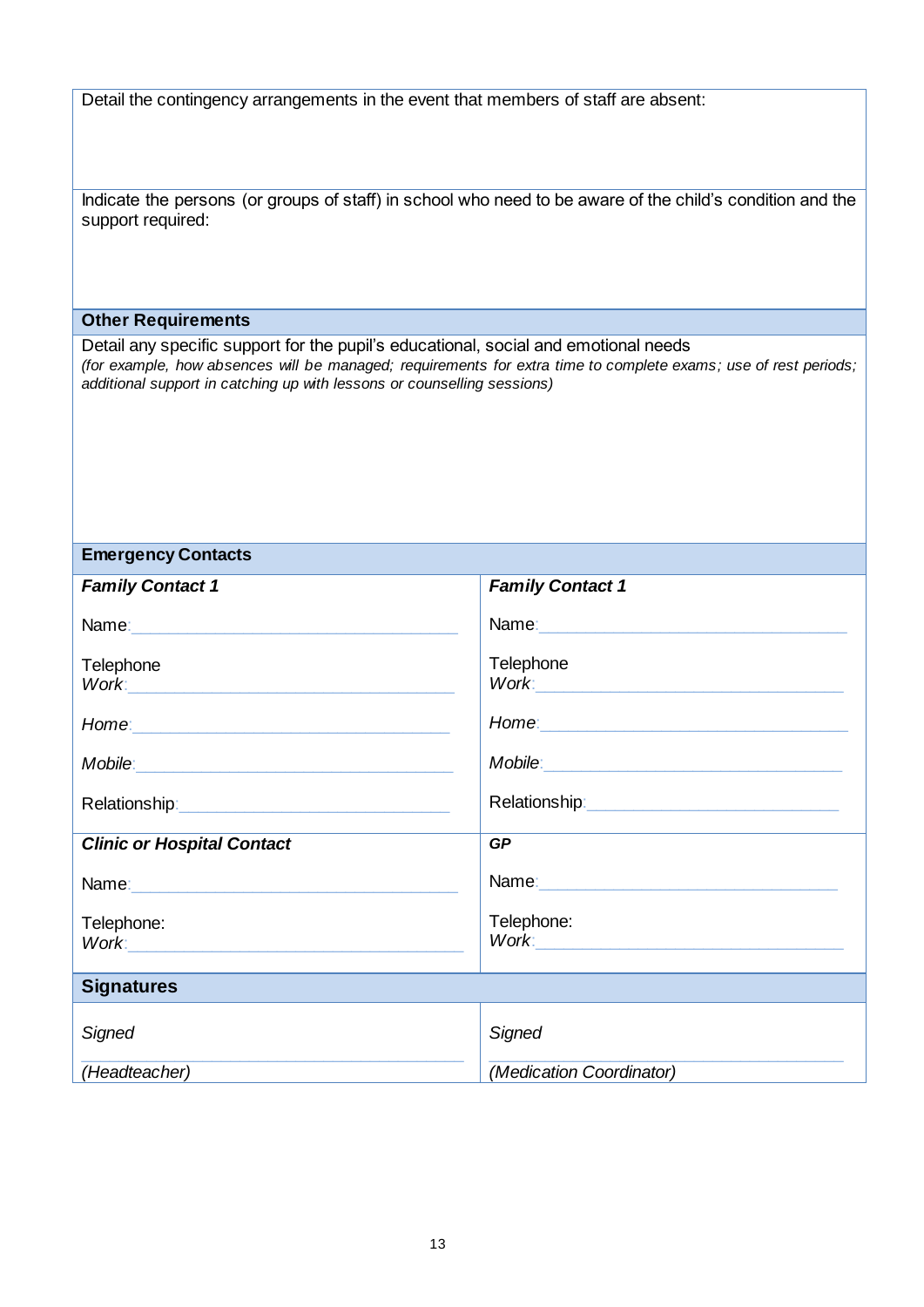Detail the contingency arrangements in the event that members of staff are absent:

Indicate the persons (or groups of staff) in school who need to be aware of the child's condition and the support required:

**Other Requirements**

Detail any specific support for the pupil's educational, social and emotional needs
*(for example, how absences will be managed; requirements for extra time to complete exams; use of rest periods; additional support in catching up with lessons or counselling sessions)*

**Emergency Contacts**

| | |
|---|---|
| ***Family Contact 1*** | ***Family Contact 1*** |
| Name:________________ | Name:________________ |
| Telephone<br>*Work*:________________ | Telephone<br>*Work*:________________ |
| *Home*:________________ | *Home*:________________ |
| *Mobile*:________________ | *Mobile*:________________ |
| Relationship:________________ | Relationship:________________ |
| ***Clinic or Hospital Contact*** | ***GP*** |
| Name:________________ | Name:________________ |
| Telephone:<br>*Work*:________________ | Telephone:<br>*Work*:________________ |

**Signatures**

| | |
|---|---|
| *Signed*<br>________________ | *Signed*<br>________________ |
| *(Headteacher)* | *(Medication Coordinator)* |